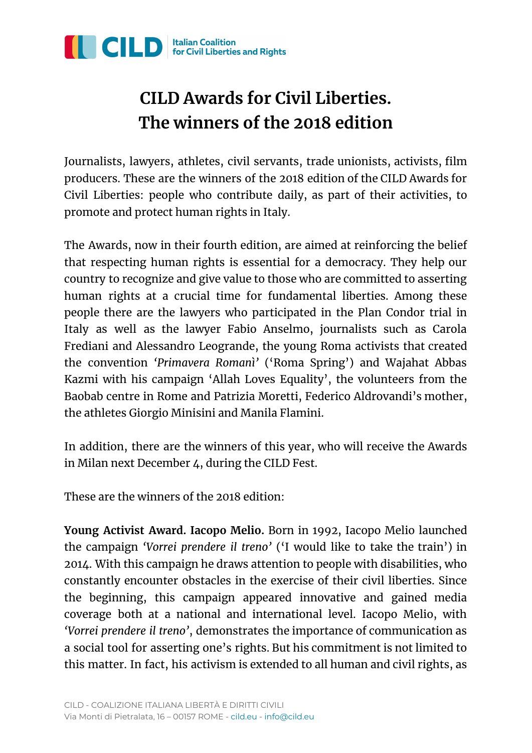# CILD Awards for Civil Liberties. The winners of the 2018 edition

Journalists, lawyers, athletes, civil servants, trade unionists, activists, film producers. These are the winners of the 2018 edition of the CILD Awards for Civil Liberties: people who contribute daily, as part of their activities, to promote and protect human rights in Italy.

The Awards, now in their fourth edition, are aimed at reinforcing the belief that respecting human rights is essential for a democracy. They help our country to recognize and give value to those who are committed to asserting human rights at a crucial time for fundamental liberties. Among these people there are the lawyers who participated in the Plan Condor trial in Italy as well as the lawyer Fabio Anselmo, journalists such as Carola Frediani and Alessandro Leogrande, the young Roma activists that created the convention *'Primavera Romanì'* ('Roma Spring') and Wajahat Abbas Kazmi with his campaign 'Allah Loves Equality', the volunteers from the Baobab centre in Rome and Patrizia Moretti, Federico Aldrovandi's mother, the athletes Giorgio Minisini and Manila Flamini.

In addition, there are the winners of this year, who will receive the Awards in Milan next December 4, during the CILD Fest.

These are the winners of the 2018 edition:

**Young Activist Award. Iacopo Melio.** Born in 1992, Iacopo Melio launched the campaign *'Vorrei prendere il treno'* ('I would like to take the train') in 2014. With this campaign he draws attention to people with disabilities, who constantly encounter obstacles in the exercise of their civil liberties. Since the beginning, this campaign appeared innovative and gained media coverage both at a national and international level. Iacopo Melio, with *'Vorrei prendere il treno'*, demonstrates the importance of communication as a social tool for asserting one's rights. But his commitment is not limited to this matter. In fact, his activism is extended to all human and civil rights, as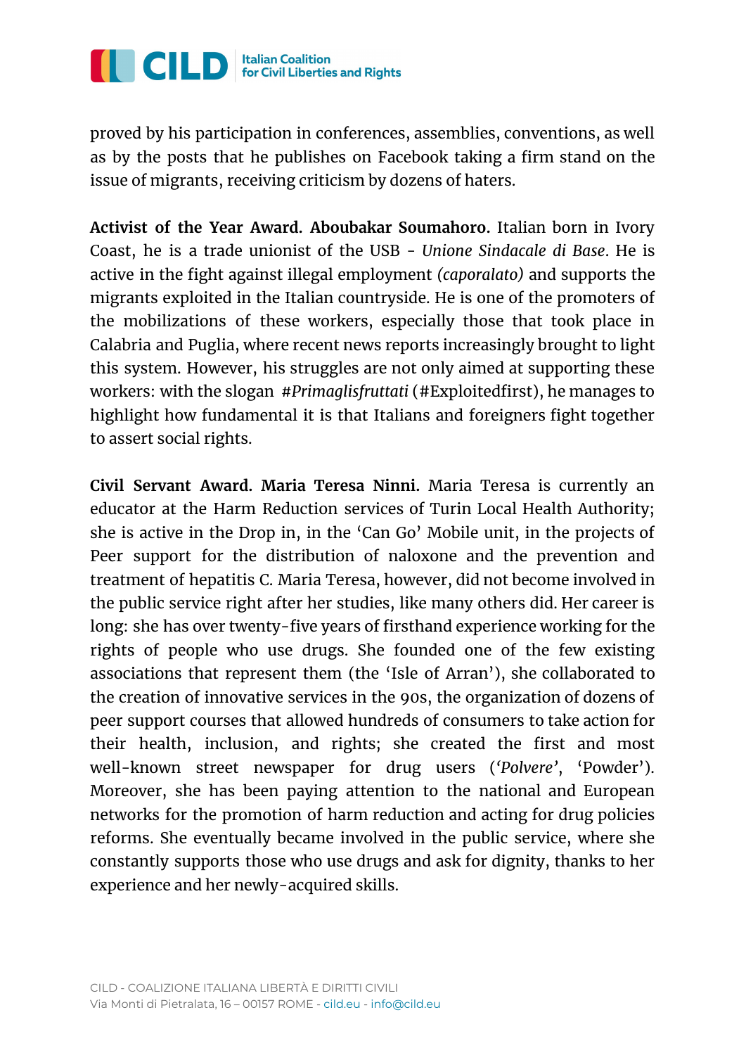proved by his participation in conferences, assemblies, conventions, as well as by the posts that he publishes on Facebook taking a firm stand on the issue of migrants, receiving criticism by dozens of haters.

**Activist of the Year Award. Aboubakar Soumahoro.** Italian born in Ivory Coast, he is a trade unionist of the USB - *Unione Sindacale di Base*. He is active in the fight against illegal employment *(caporalato)* and supports the migrants exploited in the Italian countryside. He is one of the promoters of the mobilizations of these workers, especially those that took place in Calabria and Puglia, where recent news reports increasingly brought to light this system. However, his struggles are not only aimed at supporting these workers: with the slogan *#Primaglisfruttati* (#Exploitedfirst), he manages to highlight how fundamental it is that Italians and foreigners fight together to assert social rights.

**Civil Servant Award. Maria Teresa Ninni.** Maria Teresa is currently an educator at the Harm Reduction services of Turin Local Health Authority; she is active in the Drop in, in the 'Can Go' Mobile unit, in the projects of Peer support for the distribution of naloxone and the prevention and treatment of hepatitis C. Maria Teresa, however, did not become involved in the public service right after her studies, like many others did. Her career is long: she has over twenty-five years of firsthand experience working for the rights of people who use drugs. She founded one of the few existing associations that represent them (the 'Isle of Arran'), she collaborated to the creation of innovative services in the 90s, the organization of dozens of peer support courses that allowed hundreds of consumers to take action for their health, inclusion, and rights; she created the first and most well-known street newspaper for drug users ('*Polvere*', 'Powder'). Moreover, she has been paying attention to the national and European networks for the promotion of harm reduction and acting for drug policies reforms. She eventually became involved in the public service, where she constantly supports those who use drugs and ask for dignity, thanks to her experience and her newly-acquired skills.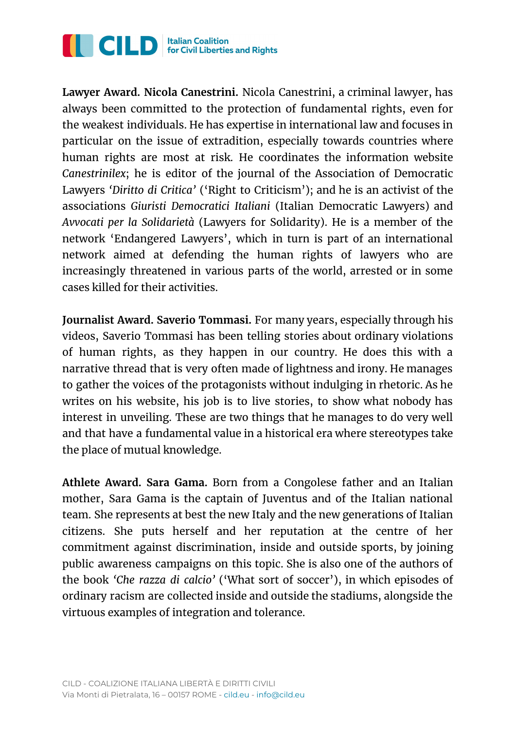**Lawyer Award. Nicola Canestrini.** Nicola Canestrini, a criminal lawyer, has always been committed to the protection of fundamental rights, even for the weakest individuals. He has expertise in international law and focuses in particular on the issue of extradition, especially towards countries where human rights are most at risk. He coordinates the information website *Canestrinilex*; he is editor of the journal of the Association of Democratic Lawyers *'Diritto di Critica'* ('Right to Criticism'); and he is an activist of the associations *Giuristi Democratici Italiani* (Italian Democratic Lawyers) and *Avvocati per la Solidarietà* (Lawyers for Solidarity). He is a member of the network 'Endangered Lawyers', which in turn is part of an international network aimed at defending the human rights of lawyers who are increasingly threatened in various parts of the world, arrested or in some cases killed for their activities.

**Journalist Award. Saverio Tommasi.** For many years, especially through his videos, Saverio Tommasi has been telling stories about ordinary violations of human rights, as they happen in our country. He does this with a narrative thread that is very often made of lightness and irony. He manages to gather the voices of the protagonists without indulging in rhetoric. As he writes on his website, his job is to live stories, to show what nobody has interest in unveiling. These are two things that he manages to do very well and that have a fundamental value in a historical era where stereotypes take the place of mutual knowledge.

**Athlete Award. Sara Gama.** Born from a Congolese father and an Italian mother, Sara Gama is the captain of Juventus and of the Italian national team. She represents at best the new Italy and the new generations of Italian citizens. She puts herself and her reputation at the centre of her commitment against discrimination, inside and outside sports, by joining public awareness campaigns on this topic. She is also one of the authors of the book *'Che razza di calcio'* ('What sort of soccer'), in which episodes of ordinary racism are collected inside and outside the stadiums, alongside the virtuous examples of integration and tolerance.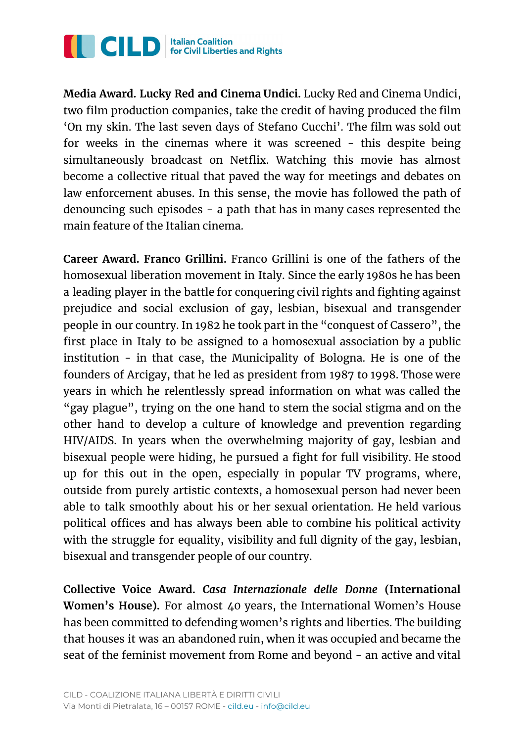**Media Award. Lucky Red and Cinema Undici.** Lucky Red and Cinema Undici, two film production companies, take the credit of having produced the film 'On my skin. The last seven days of Stefano Cucchi'. The film was sold out for weeks in the cinemas where it was screened - this despite being simultaneously broadcast on Netflix. Watching this movie has almost become a collective ritual that paved the way for meetings and debates on law enforcement abuses. In this sense, the movie has followed the path of denouncing such episodes - a path that has in many cases represented the main feature of the Italian cinema.

**Career Award. Franco Grillini.** Franco Grillini is one of the fathers of the homosexual liberation movement in Italy. Since the early 1980s he has been a leading player in the battle for conquering civil rights and fighting against prejudice and social exclusion of gay, lesbian, bisexual and transgender people in our country. In 1982 he took part in the "conquest of Cassero", the first place in Italy to be assigned to a homosexual association by a public institution - in that case, the Municipality of Bologna. He is one of the founders of Arcigay, that he led as president from 1987 to 1998. Those were years in which he relentlessly spread information on what was called the "gay plague", trying on the one hand to stem the social stigma and on the other hand to develop a culture of knowledge and prevention regarding HIV/AIDS. In years when the overwhelming majority of gay, lesbian and bisexual people were hiding, he pursued a fight for full visibility. He stood up for this out in the open, especially in popular TV programs, where, outside from purely artistic contexts, a homosexual person had never been able to talk smoothly about his or her sexual orientation. He held various political offices and has always been able to combine his political activity with the struggle for equality, visibility and full dignity of the gay, lesbian, bisexual and transgender people of our country.

**Collective Voice Award. *Casa Internazionale delle Donne* (International Women's House).** For almost 40 years, the International Women's House has been committed to defending women's rights and liberties. The building that houses it was an abandoned ruin, when it was occupied and became the seat of the feminist movement from Rome and beyond - an active and vital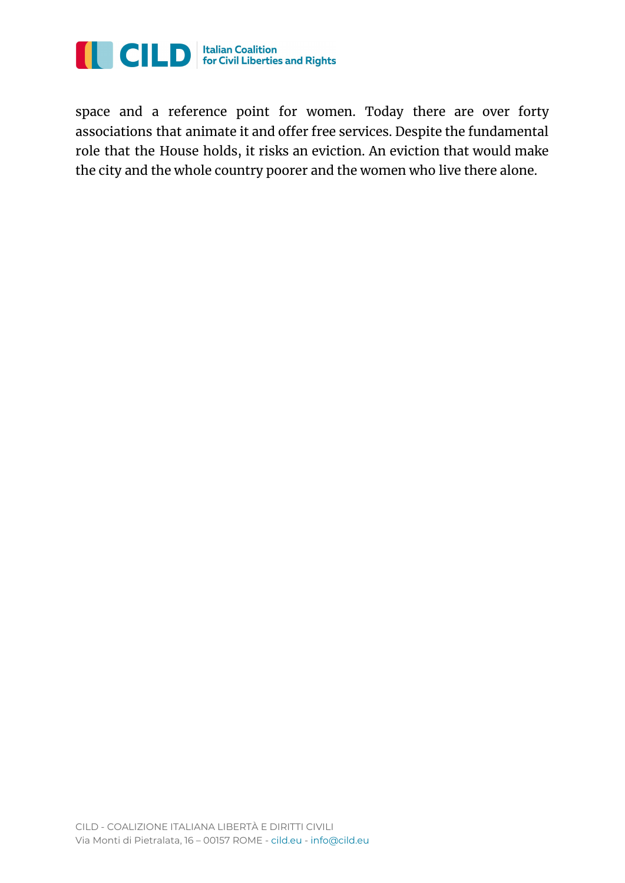space and a reference point for women. Today there are over forty associations that animate it and offer free services. Despite the fundamental role that the House holds, it risks an eviction. An eviction that would make the city and the whole country poorer and the women who live there alone.